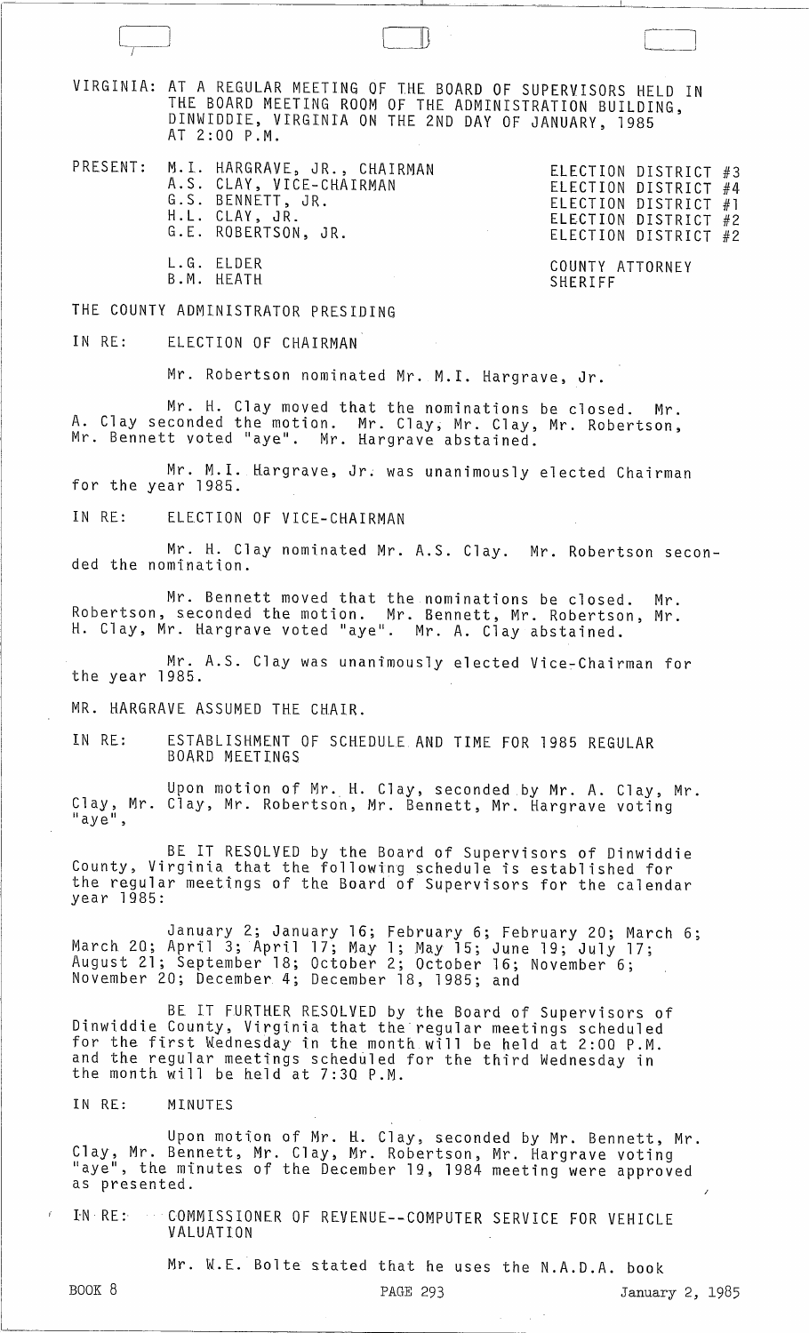VIRGINIA: AT A REGULAR MEETING OF THE BOARD OF SUPERVISORS HELD IN THE BOARD MEETING ROOM OF THE ADMINISTRATION BUILDING, DINWIDDIE, VIRGINIA ON THE 2ND DAY OF JANUARY, 1985 AT 2:00 P.M.

| PRESENT: | | |
|---|---|---|
| | M.I. HARGRAVE, JR., CHAIRMAN | ELECTION DISTRICT #3 |
| | A.S. CLAY, VICE-CHAIRMAN | ELECTION DISTRICT #4 |
| | G.S. BENNETT, JR. | ELECTION DISTRICT #1 |
| | H.L. CLAY, JR. | ELECTION DISTRICT #2 |
| | G.E. ROBERTSON, JR. | ELECTION DISTRICT #2 |
| | L.G. ELDER | COUNTY ATTORNEY |
| | B.M. HEATH | SHERIFF |

THE COUNTY ADMINISTRATOR PRESIDING

IN RE: ELECTION OF CHAIRMAN

Mr. Robertson nominated Mr. M.I. Hargrave, Jr.

Mr. H. Clay moved that the nominations be closed. Mr. A. Clay seconded the motion. Mr. Clay, Mr. Clay, Mr. Robertson, Mr. Bennett voted "aye". Mr. Hargrave abstained.

Mr. M.I. Hargrave, Jr. was unanimously elected Chairman for the year 1985.

IN RE: ELECTION OF VICE-CHAIRMAN

Mr. H. Clay nominated Mr. A.S. Clay. Mr. Robertson seconded the nomination.

Mr. Bennett moved that the nominations be closed. Mr. Robertson, seconded the motion. Mr. Bennett, Mr. Robertson, Mr. H. Clay, Mr. Hargrave voted "aye". Mr. A. Clay abstained.

Mr. A.S. Clay was unanimously elected Vice-Chairman for the year 1985.

MR. HARGRAVE ASSUMED THE CHAIR.

IN RE: ESTABLISHMENT OF SCHEDULE AND TIME FOR 1985 REGULAR BOARD MEETINGS

Upon motion of Mr. H. Clay, seconded by Mr. A. Clay, Mr. Clay, Mr. Clay, Mr. Robertson, Mr. Bennett, Mr. Hargrave voting "aye",

BE IT RESOLVED by the Board of Supervisors of Dinwiddie County, Virginia that the following schedule is established for the regular meetings of the Board of Supervisors for the calendar year 1985:

January 2; January 16; February 6; February 20; March 6; March 20; April 3; April 17; May 1; May 15; June 19; July 17; August 21; September 18; October 2; October 16; November 6; November 20; December 4; December 18, 1985; and

BE IT FURTHER RESOLVED by the Board of Supervisors of Dinwiddie County, Virginia that the regular meetings scheduled for the first Wednesday in the month will be held at 2:00 P.M. and the regular meetings scheduled for the third Wednesday in the month will be held at 7:30 P.M.

IN RE: MINUTES

Upon motion of Mr. H. Clay, seconded by Mr. Bennett, Mr. Clay, Mr. Bennett, Mr. Clay, Mr. Robertson, Mr. Hargrave voting "aye", the minutes of the December 19, 1984 meeting were approved as presented.

IN RE: COMMISSIONER OF REVENUE--COMPUTER SERVICE FOR VEHICLE VALUATION

Mr. W.E. Bolte stated that he uses the N.A.D.A. book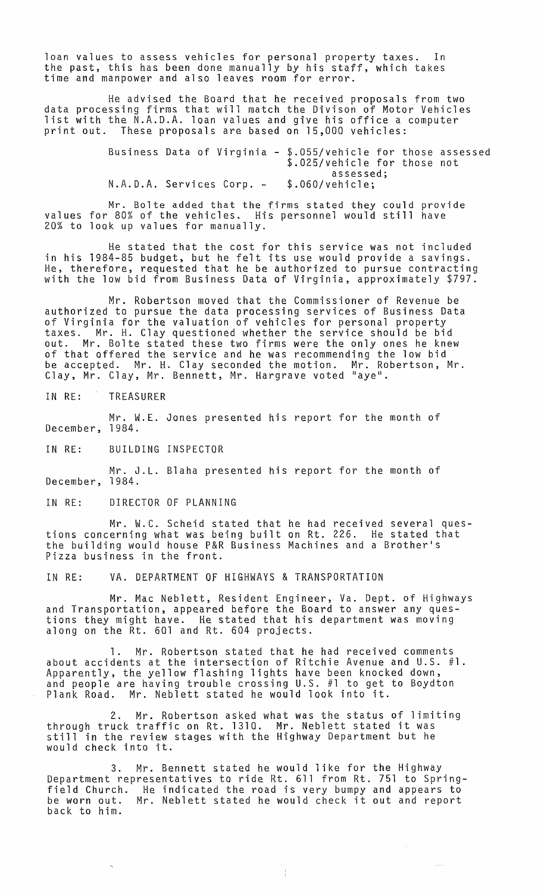loan values to assess vehicles for personal property taxes. In the past, this has been done manually by his staff, which takes time and manpower and also leaves room for error.

He advised the Board that he received proposals from two data processing firms that will match the Divison of Motor Vehicles list with the N.A.D.A. loan values and give his office a computer print out. These proposals are based on 15,000 vehicles:

Business Data of Virginia - $.055/vehicle for those assessed
$.025/vehicle for those not assessed;
N.A.D.A. Services Corp. - $.060/vehicle;

Mr. Bolte added that the firms stated they could provide values for 80% of the vehicles. His personnel would still have 20% to look up values for manually.

He stated that the cost for this service was not included in his 1984-85 budget, but he felt its use would provide a savings. He, therefore, requested that he be authorized to pursue contracting with the low bid from Business Data of Virginia, approximately $797.

Mr. Robertson moved that the Commissioner of Revenue be authorized to pursue the data processing services of Business Data of Virginia for the valuation of vehicles for personal property taxes. Mr. H. Clay questioned whether the service should be bid out. Mr. Bolte stated these two firms were the only ones he knew of that offered the service and he was recommending the low bid be accepted. Mr. H. Clay seconded the motion. Mr. Robertson, Mr. Clay, Mr. Clay, Mr. Bennett, Mr. Hargrave voted "aye".

IN RE: TREASURER

Mr. W.E. Jones presented his report for the month of December, 1984.

IN RE: BUILDING INSPECTOR

Mr. J.L. Blaha presented his report for the month of December, 1984.

IN RE: DIRECTOR OF PLANNING

Mr. W.C. Scheid stated that he had received several questions concerning what was being built on Rt. 226. He stated that the building would house P&R Business Machines and a Brother's Pizza business in the front.

IN RE: VA. DEPARTMENT OF HIGHWAYS & TRANSPORTATION

Mr. Mac Neblett, Resident Engineer, Va. Dept. of Highways and Transportation, appeared before the Board to answer any questions they might have. He stated that his department was moving along on the Rt. 601 and Rt. 604 projects.

1. Mr. Robertson stated that he had received comments about accidents at the intersection of Ritchie Avenue and U.S. #1. Apparently, the yellow flashing lights have been knocked down, and people are having trouble crossing U.S. #1 to get to Boydton Plank Road. Mr. Neblett stated he would look into it.

2. Mr. Robertson asked what was the status of limiting through truck traffic on Rt. 1310. Mr. Neblett stated it was still in the review stages with the Highway Department but he would check into it.

3. Mr. Bennett stated he would like for the Highway Department representatives to ride Rt. 611 from Rt. 751 to Springfield Church. He indicated the road is very bumpy and appears to be worn out. Mr. Neblett stated he would check it out and report back to him.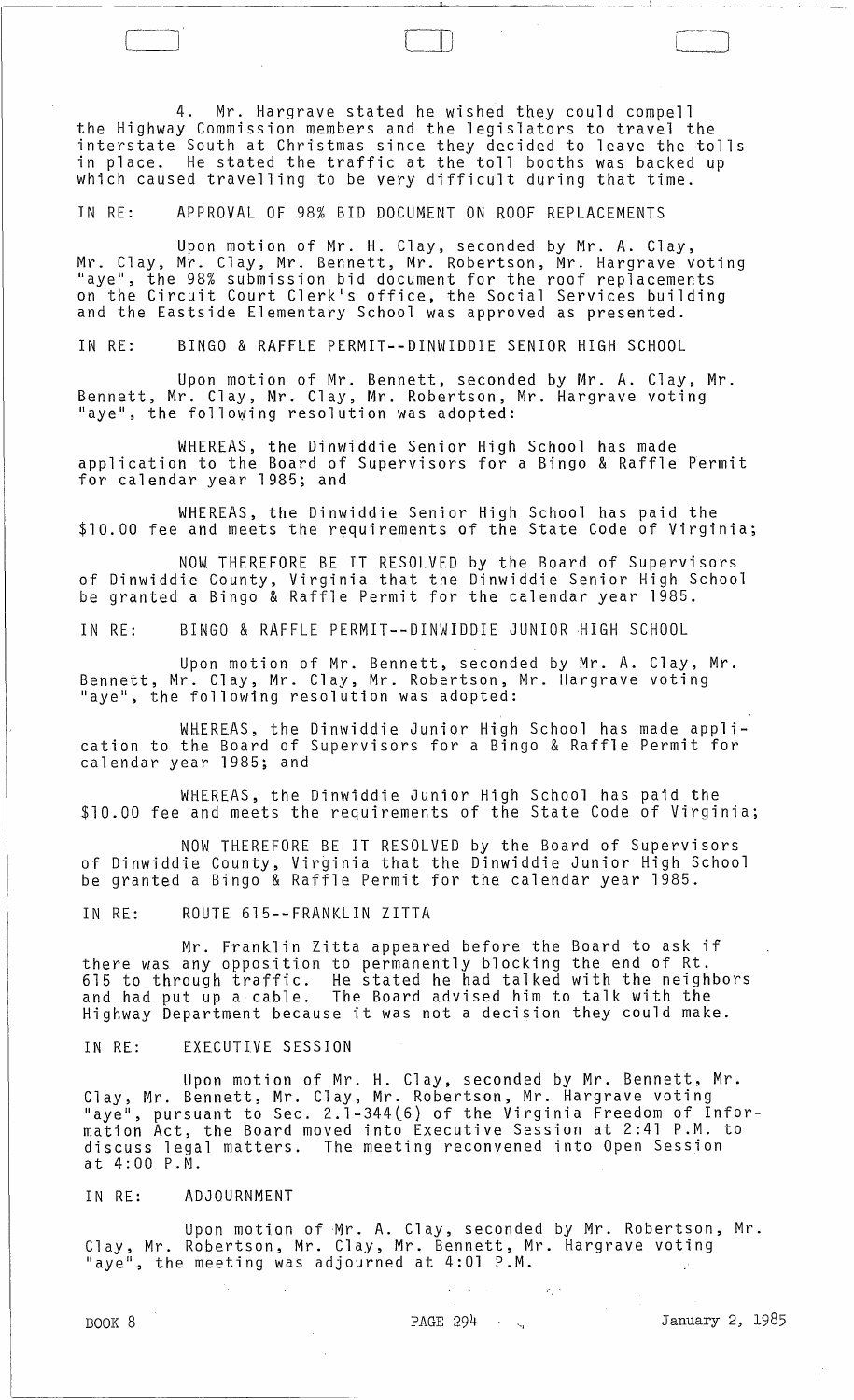4. Mr. Hargrave stated he wished they could compell the Highway Commission members and the legislators to travel the interstate South at Christmas since they decided to leave the tolls in place. He stated the traffic at the toll booths was backed up which caused travelling to be very difficult during that time.

IN RE: APPROVAL OF 98% BID DOCUMENT ON ROOF REPLACEMENTS

Upon motion of Mr. H. Clay, seconded by Mr. A. Clay, Mr. Clay, Mr. Clay, Mr. Bennett, Mr. Robertson, Mr. Hargrave voting "aye", the 98% submission bid document for the roof replacements on the Circuit Court Clerk's office, the Social Services building and the Eastside Elementary School was approved as presented.

IN RE: BINGO & RAFFLE PERMIT--DINWIDDIE SENIOR HIGH SCHOOL

Upon motion of Mr. Bennett, seconded by Mr. A. Clay, Mr. Bennett, Mr. Clay, Mr. Clay, Mr. Robertson, Mr. Hargrave voting "aye", the following resolution was adopted:

WHEREAS, the Dinwiddie Senior High School has made application to the Board of Supervisors for a Bingo & Raffle Permit for calendar year 1985; and

WHEREAS, the Dinwiddie Senior High School has paid the $10.00 fee and meets the requirements of the State Code of Virginia;

NOW THEREFORE BE IT RESOLVED by the Board of Supervisors of Dinwiddie County, Virginia that the Dinwiddie Senior High School be granted a Bingo & Raffle Permit for the calendar year 1985.

IN RE: BINGO & RAFFLE PERMIT--DINWIDDIE JUNIOR HIGH SCHOOL

Upon motion of Mr. Bennett, seconded by Mr. A. Clay, Mr. Bennett, Mr. Clay, Mr. Clay, Mr. Robertson, Mr. Hargrave voting "aye", the following resolution was adopted:

WHEREAS, the Dinwiddie Junior High School has made application to the Board of Supervisors for a Bingo & Raffle Permit for calendar year 1985; and

WHEREAS, the Dinwiddie Junior High School has paid the $10.00 fee and meets the requirements of the State Code of Virginia;

NOW THEREFORE BE IT RESOLVED by the Board of Supervisors of Dinwiddie County, Virginia that the Dinwiddie Junior High School be granted a Bingo & Raffle Permit for the calendar year 1985.

IN RE: ROUTE 615--FRANKLIN ZITTA

Mr. Franklin Zitta appeared before the Board to ask if there was any opposition to permanently blocking the end of Rt. 615 to through traffic. He stated he had talked with the neighbors and had put up a cable. The Board advised him to talk with the Highway Department because it was not a decision they could make.

IN RE: EXECUTIVE SESSION

Upon motion of Mr. H. Clay, seconded by Mr. Bennett, Mr. Clay, Mr. Bennett, Mr. Clay, Mr. Robertson, Mr. Hargrave voting "aye", pursuant to Sec. 2.1-344(6) of the Virginia Freedom of Information Act, the Board moved into Executive Session at 2:41 P.M. to discuss legal matters. The meeting reconvened into Open Session at 4:00 P.M.

IN RE: ADJOURNMENT

Upon motion of Mr. A. Clay, seconded by Mr. Robertson, Mr. Clay, Mr. Robertson, Mr. Clay, Mr. Bennett, Mr. Hargrave voting "aye", the meeting was adjourned at 4:01 P.M.

BOOK 8 PAGE 294 January 2, 1985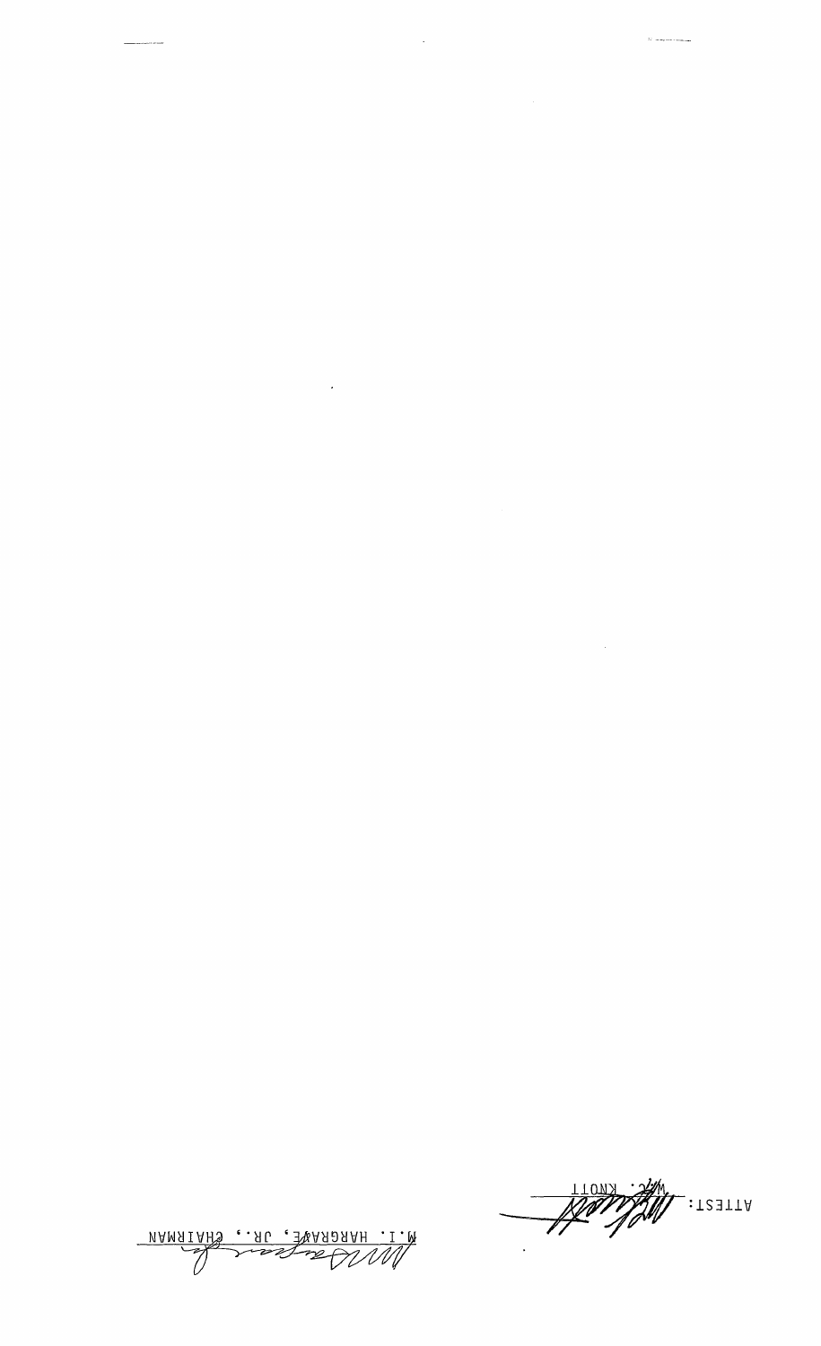M.I. HARGRAVE, JR., CHAIRMAN

ATTEST: W.C. KNOTT